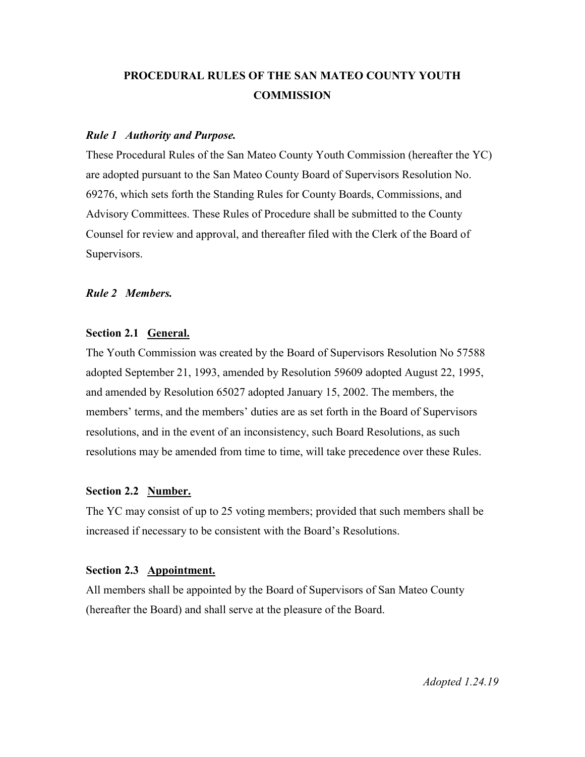# PROCEDURAL RULES OF THE SAN MATEO COUNTY YOUTH COMMISSION

### *Rule 1 Authority and Purpose.*

These Procedural Rules of the San Mateo County Youth Commission (hereafter the YC) are adopted pursuant to the San Mateo County Board of Supervisors Resolution No. 69276, which sets forth the Standing Rules for County Boards, Commissions, and Advisory Committees. These Rules of Procedure shall be submitted to the County Counsel for review and approval, and thereafter filed with the Clerk of the Board of Supervisors.

### *Rule 2 Members.*

#### Section 2.1 General.

The Youth Commission was created by the Board of Supervisors Resolution No 57588 adopted September 21, 1993, amended by Resolution 59609 adopted August 22, 1995, and amended by Resolution 65027 adopted January 15, 2002. The members, the members' terms, and the members' duties are as set forth in the Board of Supervisors resolutions, and in the event of an inconsistency, such Board Resolutions, as such resolutions may be amended from time to time, will take precedence over these Rules.

#### Section 2.2 Number.

The YC may consist of up to 25 voting members; provided that such members shall be increased if necessary to be consistent with the Board's Resolutions.

#### Section 2.3 Appointment.

All members shall be appointed by the Board of Supervisors of San Mateo County (hereafter the Board) and shall serve at the pleasure of the Board.

*Adopted 1.24.19*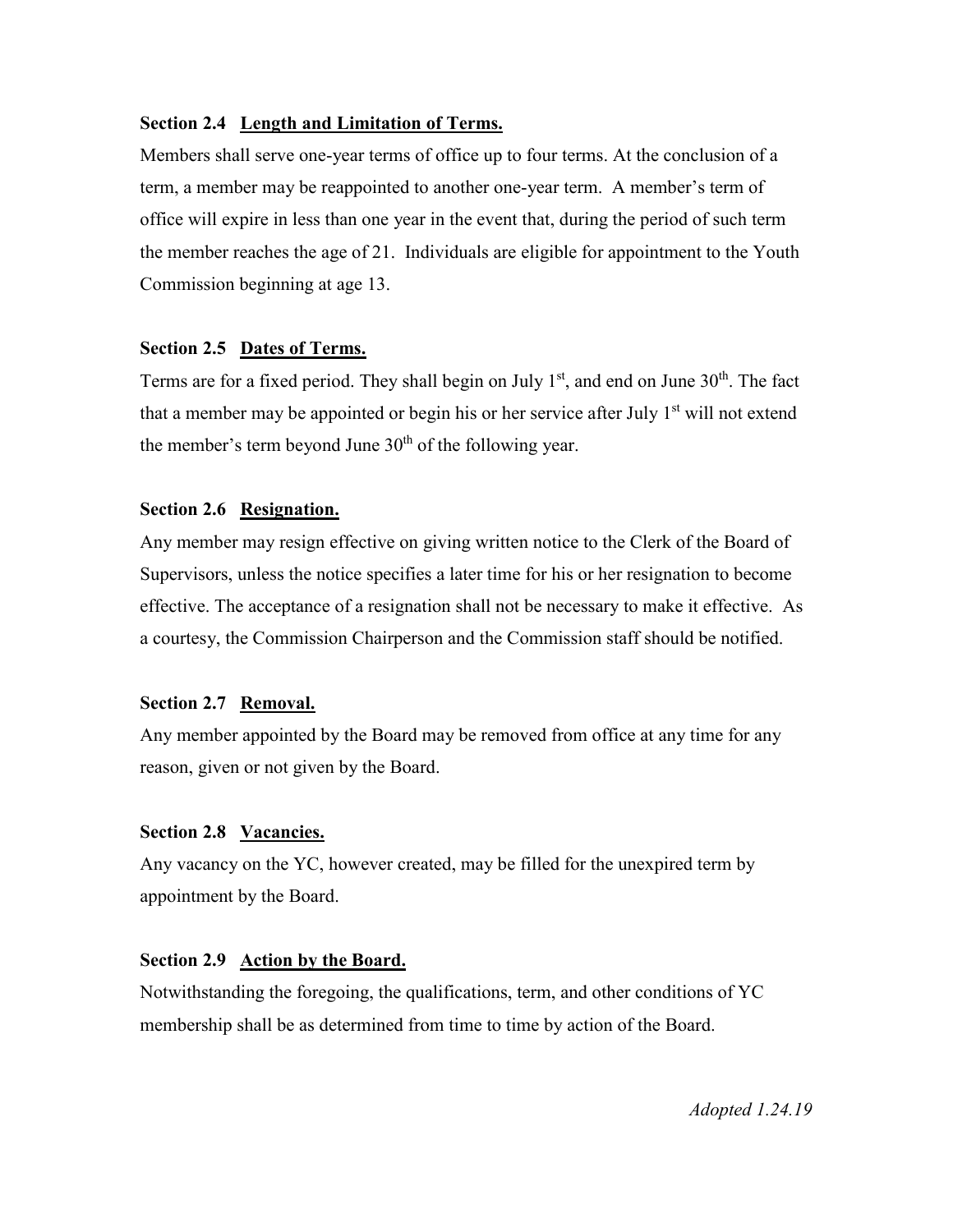### Section 2.4 <u>Length and Limitation of Terms.</u>

Members shall serve one-year terms of office up to four terms. At the conclusion of a term, a member may be reappointed to another one-year term. A member's term of office will expire in less than one year in the event that, during the period of such term the member reaches the age of 21. Individuals are eligible for appointment to the Youth Commission beginning at age 13.

### Section 2.5 <u>Dates of Terms.</u>

Terms are for a fixed period. They shall begin on July 1st, and end on June 30th. The fact that a member may be appointed or begin his or her service after July 1st will not extend the member's term beyond June 30th of the following year.

### Section 2.6 <u>Resignation.</u>

Any member may resign effective on giving written notice to the Clerk of the Board of Supervisors, unless the notice specifies a later time for his or her resignation to become effective. The acceptance of a resignation shall not be necessary to make it effective. As a courtesy, the Commission Chairperson and the Commission staff should be notified.

### Section 2.7 <u>Removal.</u>

Any member appointed by the Board may be removed from office at any time for any reason, given or not given by the Board.

### Section 2.8 <u>Vacancies.</u>

Any vacancy on the YC, however created, may be filled for the unexpired term by appointment by the Board.

### Section 2.9 <u>Action by the Board.</u>

Notwithstanding the foregoing, the qualifications, term, and other conditions of YC membership shall be as determined from time to time by action of the Board.

*Adopted 1.24.19*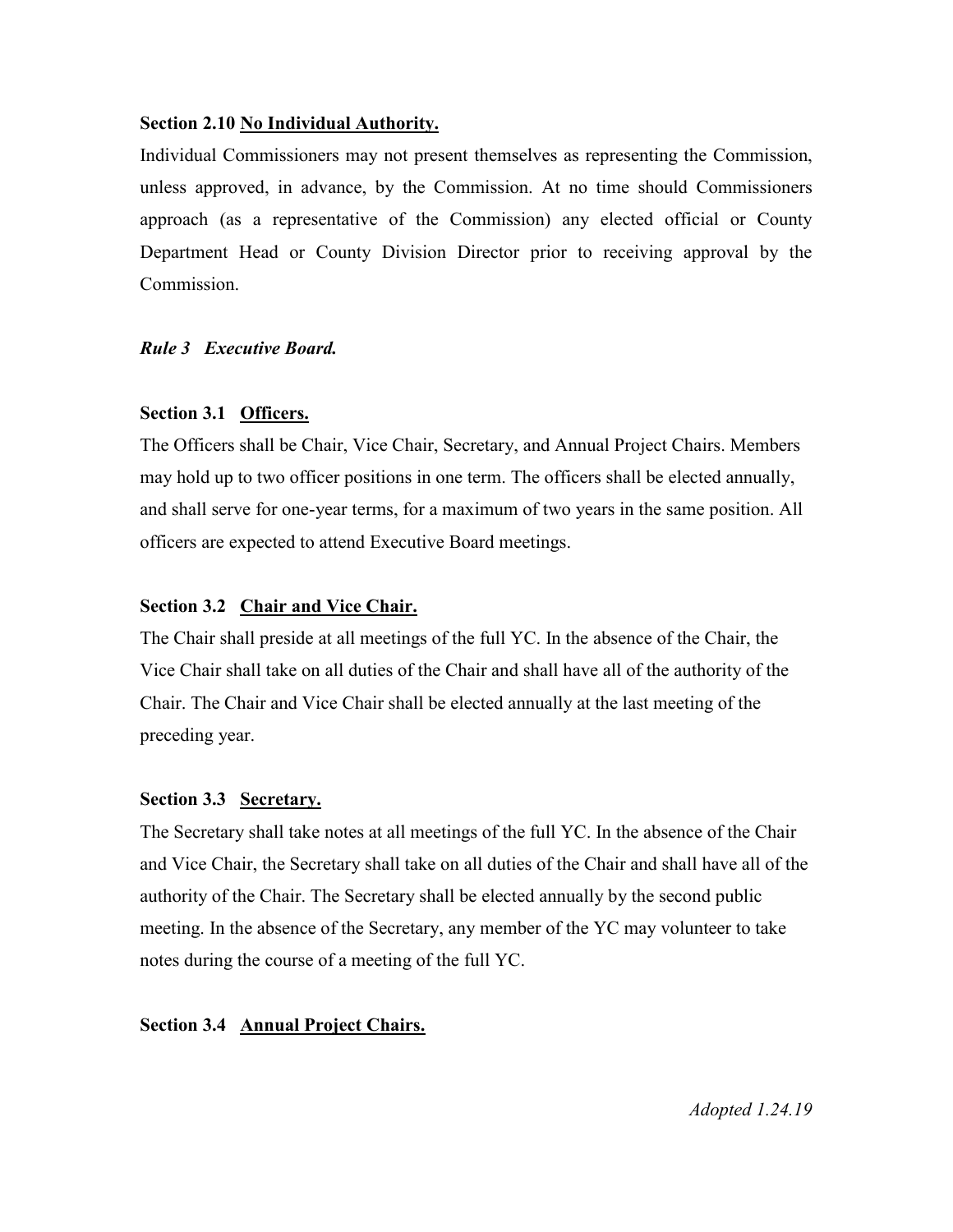**Section 2.10 No Individual Authority.**

Individual Commissioners may not present themselves as representing the Commission, unless approved, in advance, by the Commission. At no time should Commissioners approach (as a representative of the Commission) any elected official or County Department Head or County Division Director prior to receiving approval by the Commission.

***Rule 3 Executive Board.***

**Section 3.1 Officers.**

The Officers shall be Chair, Vice Chair, Secretary, and Annual Project Chairs. Members may hold up to two officer positions in one term. The officers shall be elected annually, and shall serve for one-year terms, for a maximum of two years in the same position. All officers are expected to attend Executive Board meetings.

**Section 3.2 Chair and Vice Chair.**

The Chair shall preside at all meetings of the full YC. In the absence of the Chair, the Vice Chair shall take on all duties of the Chair and shall have all of the authority of the Chair. The Chair and Vice Chair shall be elected annually at the last meeting of the preceding year.

**Section 3.3 Secretary.**

The Secretary shall take notes at all meetings of the full YC. In the absence of the Chair and Vice Chair, the Secretary shall take on all duties of the Chair and shall have all of the authority of the Chair. The Secretary shall be elected annually by the second public meeting. In the absence of the Secretary, any member of the YC may volunteer to take notes during the course of a meeting of the full YC.

**Section 3.4 Annual Project Chairs.**

*Adopted 1.24.19*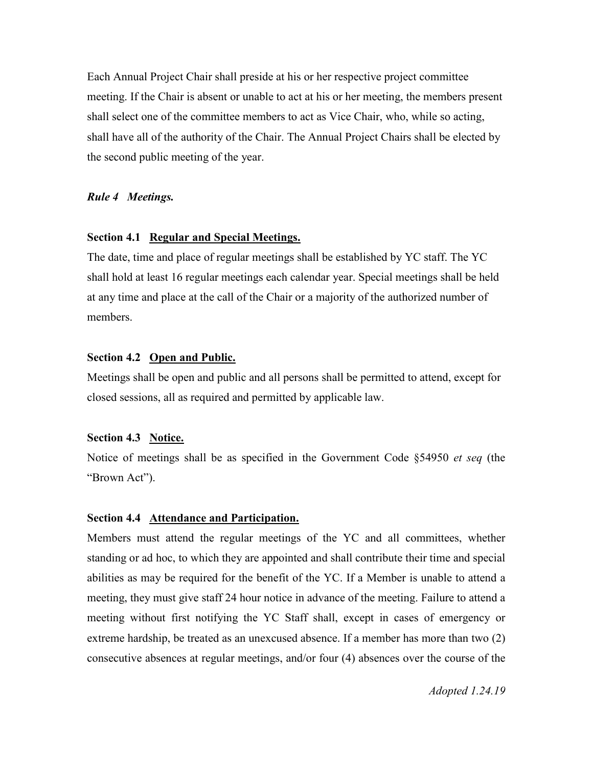Each Annual Project Chair shall preside at his or her respective project committee meeting. If the Chair is absent or unable to act at his or her meeting, the members present shall select one of the committee members to act as Vice Chair, who, while so acting, shall have all of the authority of the Chair. The Annual Project Chairs shall be elected by the second public meeting of the year.

### *Rule 4 Meetings.*

#### Section 4.1 <u>Regular and Special Meetings.</u>

The date, time and place of regular meetings shall be established by YC staff. The YC shall hold at least 16 regular meetings each calendar year. Special meetings shall be held at any time and place at the call of the Chair or a majority of the authorized number of members.

#### Section 4.2 <u>Open and Public.</u>

Meetings shall be open and public and all persons shall be permitted to attend, except for closed sessions, all as required and permitted by applicable law.

#### Section 4.3 <u>Notice.</u>

Notice of meetings shall be as specified in the Government Code §54950 *et seq* (the "Brown Act").

#### Section 4.4 <u>Attendance and Participation.</u>

Members must attend the regular meetings of the YC and all committees, whether standing or ad hoc, to which they are appointed and shall contribute their time and special abilities as may be required for the benefit of the YC. If a Member is unable to attend a meeting, they must give staff 24 hour notice in advance of the meeting. Failure to attend a meeting without first notifying the YC Staff shall, except in cases of emergency or extreme hardship, be treated as an unexcused absence. If a member has more than two (2) consecutive absences at regular meetings, and/or four (4) absences over the course of the

*Adopted 1.24.19*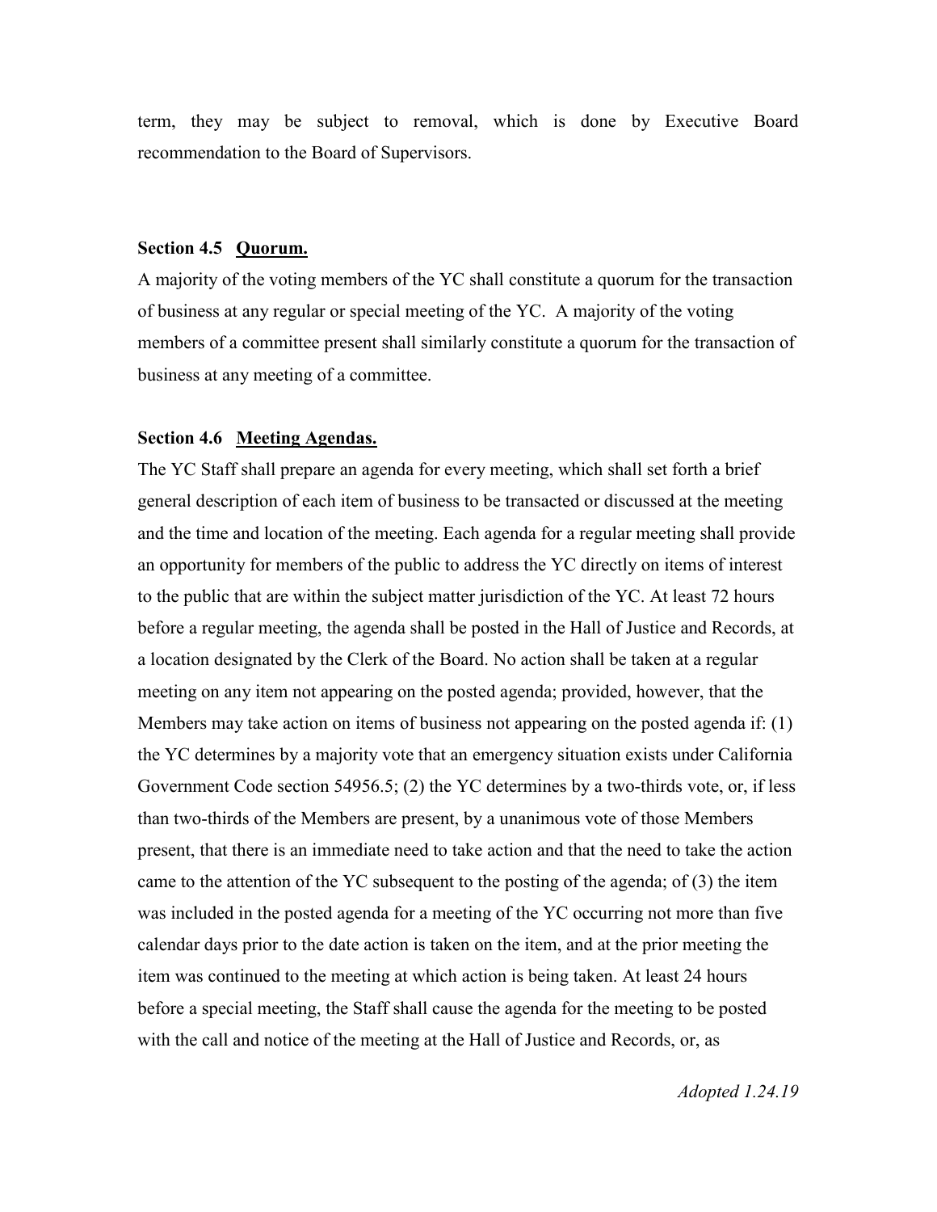term, they may be subject to removal, which is done by Executive Board recommendation to the Board of Supervisors.

**Section 4.5 <u>Quorum.</u>**

A majority of the voting members of the YC shall constitute a quorum for the transaction of business at any regular or special meeting of the YC. A majority of the voting members of a committee present shall similarly constitute a quorum for the transaction of business at any meeting of a committee.

**Section 4.6 <u>Meeting Agendas.</u>**

The YC Staff shall prepare an agenda for every meeting, which shall set forth a brief general description of each item of business to be transacted or discussed at the meeting and the time and location of the meeting. Each agenda for a regular meeting shall provide an opportunity for members of the public to address the YC directly on items of interest to the public that are within the subject matter jurisdiction of the YC. At least 72 hours before a regular meeting, the agenda shall be posted in the Hall of Justice and Records, at a location designated by the Clerk of the Board. No action shall be taken at a regular meeting on any item not appearing on the posted agenda; provided, however, that the Members may take action on items of business not appearing on the posted agenda if: (1) the YC determines by a majority vote that an emergency situation exists under California Government Code section 54956.5; (2) the YC determines by a two-thirds vote, or, if less than two-thirds of the Members are present, by a unanimous vote of those Members present, that there is an immediate need to take action and that the need to take the action came to the attention of the YC subsequent to the posting of the agenda; of (3) the item was included in the posted agenda for a meeting of the YC occurring not more than five calendar days prior to the date action is taken on the item, and at the prior meeting the item was continued to the meeting at which action is being taken. At least 24 hours before a special meeting, the Staff shall cause the agenda for the meeting to be posted with the call and notice of the meeting at the Hall of Justice and Records, or, as

*Adopted 1.24.19*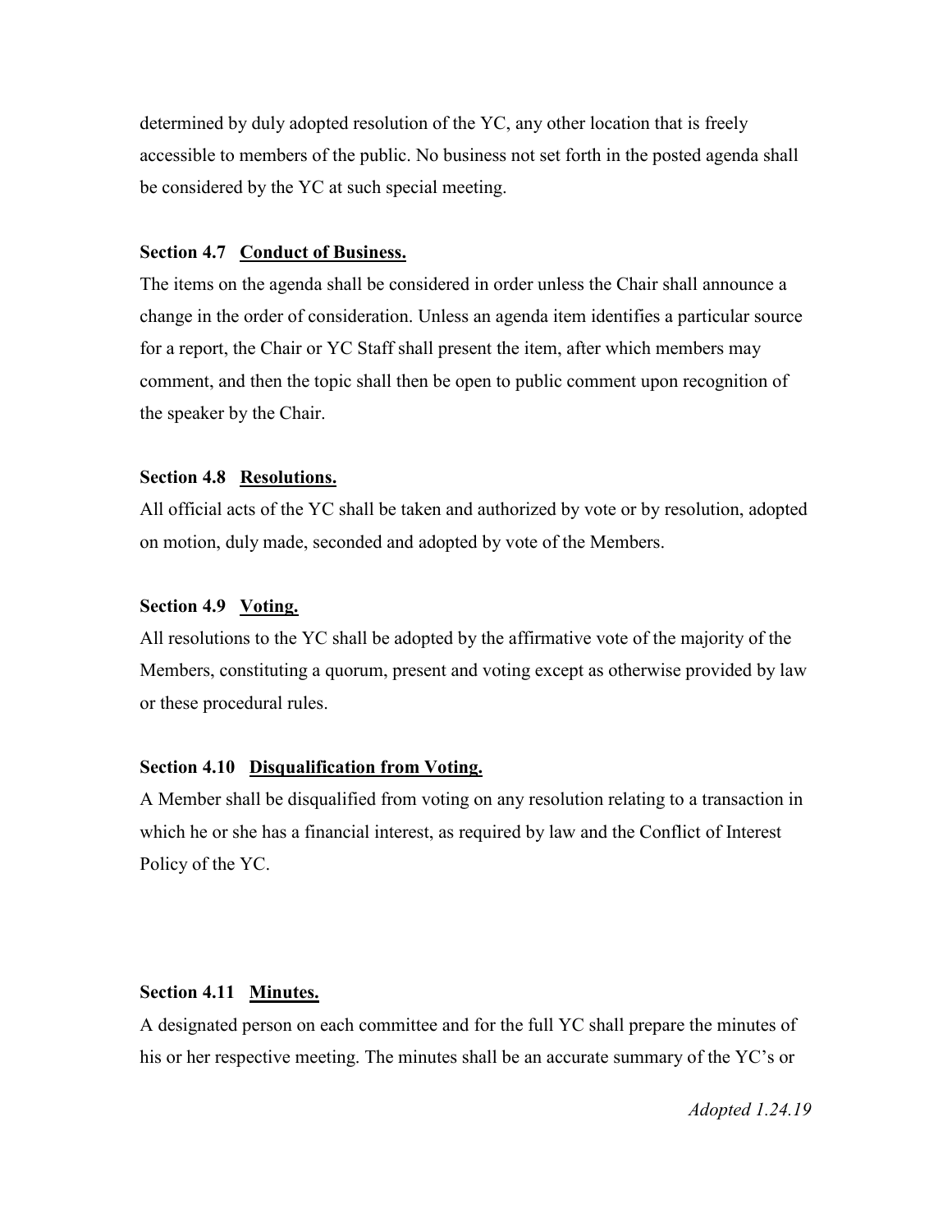determined by duly adopted resolution of the YC, any other location that is freely accessible to members of the public. No business not set forth in the posted agenda shall be considered by the YC at such special meeting.

**Section 4.7 Conduct of Business.**

The items on the agenda shall be considered in order unless the Chair shall announce a change in the order of consideration. Unless an agenda item identifies a particular source for a report, the Chair or YC Staff shall present the item, after which members may comment, and then the topic shall then be open to public comment upon recognition of the speaker by the Chair.

**Section 4.8 Resolutions.**

All official acts of the YC shall be taken and authorized by vote or by resolution, adopted on motion, duly made, seconded and adopted by vote of the Members.

**Section 4.9 Voting.**

All resolutions to the YC shall be adopted by the affirmative vote of the majority of the Members, constituting a quorum, present and voting except as otherwise provided by law or these procedural rules.

**Section 4.10 Disqualification from Voting.**

A Member shall be disqualified from voting on any resolution relating to a transaction in which he or she has a financial interest, as required by law and the Conflict of Interest Policy of the YC.

**Section 4.11 Minutes.**

A designated person on each committee and for the full YC shall prepare the minutes of his or her respective meeting. The minutes shall be an accurate summary of the YC's or

*Adopted 1.24.19*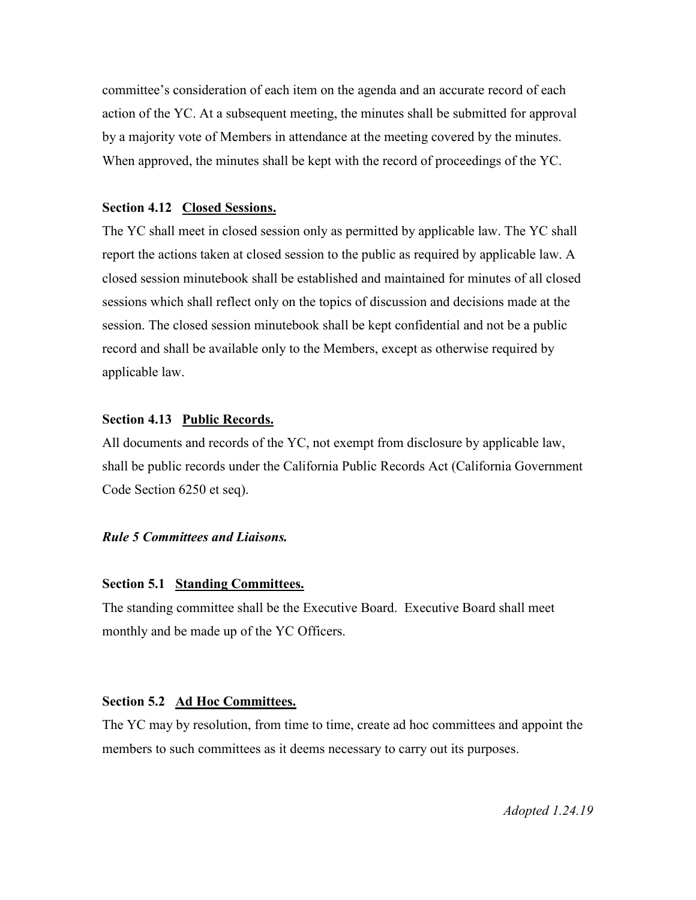committee's consideration of each item on the agenda and an accurate record of each action of the YC. At a subsequent meeting, the minutes shall be submitted for approval by a majority vote of Members in attendance at the meeting covered by the minutes. When approved, the minutes shall be kept with the record of proceedings of the YC.

**Section 4.12 <u>Closed Sessions.</u>**

The YC shall meet in closed session only as permitted by applicable law. The YC shall report the actions taken at closed session to the public as required by applicable law. A closed session minutebook shall be established and maintained for minutes of all closed sessions which shall reflect only on the topics of discussion and decisions made at the session. The closed session minutebook shall be kept confidential and not be a public record and shall be available only to the Members, except as otherwise required by applicable law.

**Section 4.13 <u>Public Records.</u>**

All documents and records of the YC, not exempt from disclosure by applicable law, shall be public records under the California Public Records Act (California Government Code Section 6250 et seq).

***Rule 5 Committees and Liaisons.***

**Section 5.1 <u>Standing Committees.</u>**

The standing committee shall be the Executive Board. Executive Board shall meet monthly and be made up of the YC Officers.

**Section 5.2 <u>Ad Hoc Committees.</u>**

The YC may by resolution, from time to time, create ad hoc committees and appoint the members to such committees as it deems necessary to carry out its purposes.

*Adopted 1.24.19*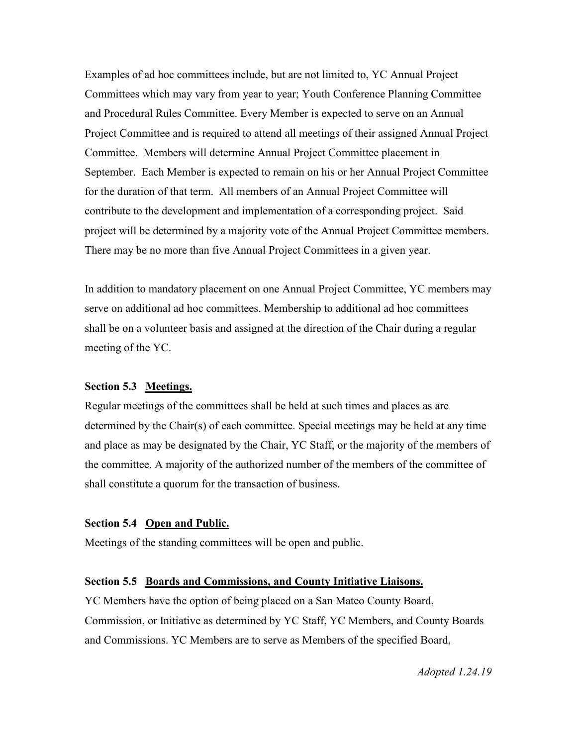Examples of ad hoc committees include, but are not limited to, YC Annual Project Committees which may vary from year to year; Youth Conference Planning Committee and Procedural Rules Committee. Every Member is expected to serve on an Annual Project Committee and is required to attend all meetings of their assigned Annual Project Committee. Members will determine Annual Project Committee placement in September. Each Member is expected to remain on his or her Annual Project Committee for the duration of that term. All members of an Annual Project Committee will contribute to the development and implementation of a corresponding project. Said project will be determined by a majority vote of the Annual Project Committee members. There may be no more than five Annual Project Committees in a given year.

In addition to mandatory placement on one Annual Project Committee, YC members may serve on additional ad hoc committees. Membership to additional ad hoc committees shall be on a volunteer basis and assigned at the direction of the Chair during a regular meeting of the YC.

**Section 5.3 Meetings.**

Regular meetings of the committees shall be held at such times and places as are determined by the Chair(s) of each committee. Special meetings may be held at any time and place as may be designated by the Chair, YC Staff, or the majority of the members of the committee. A majority of the authorized number of the members of the committee of shall constitute a quorum for the transaction of business.

**Section 5.4 Open and Public.**

Meetings of the standing committees will be open and public.

**Section 5.5 Boards and Commissions, and County Initiative Liaisons.**

YC Members have the option of being placed on a San Mateo County Board, Commission, or Initiative as determined by YC Staff, YC Members, and County Boards and Commissions. YC Members are to serve as Members of the specified Board,

*Adopted 1.24.19*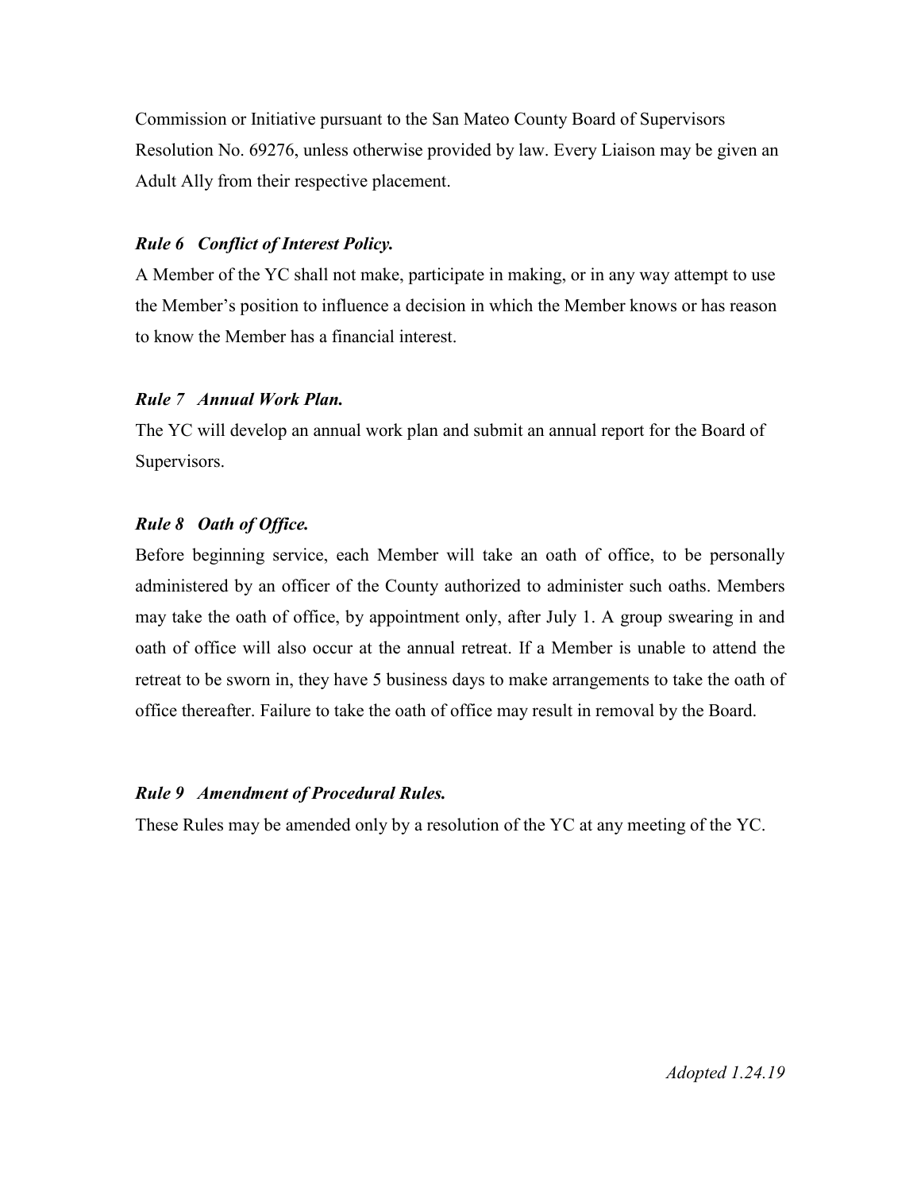Commission or Initiative pursuant to the San Mateo County Board of Supervisors Resolution No. 69276, unless otherwise provided by law. Every Liaison may be given an Adult Ally from their respective placement.

### *Rule 6 Conflict of Interest Policy.*

A Member of the YC shall not make, participate in making, or in any way attempt to use the Member's position to influence a decision in which the Member knows or has reason to know the Member has a financial interest.

### *Rule 7 Annual Work Plan.*

The YC will develop an annual work plan and submit an annual report for the Board of Supervisors.

### *Rule 8 Oath of Office.*

Before beginning service, each Member will take an oath of office, to be personally administered by an officer of the County authorized to administer such oaths. Members may take the oath of office, by appointment only, after July 1. A group swearing in and oath of office will also occur at the annual retreat. If a Member is unable to attend the retreat to be sworn in, they have 5 business days to make arrangements to take the oath of office thereafter. Failure to take the oath of office may result in removal by the Board.

### *Rule 9 Amendment of Procedural Rules.*

These Rules may be amended only by a resolution of the YC at any meeting of the YC.

*Adopted 1.24.19*